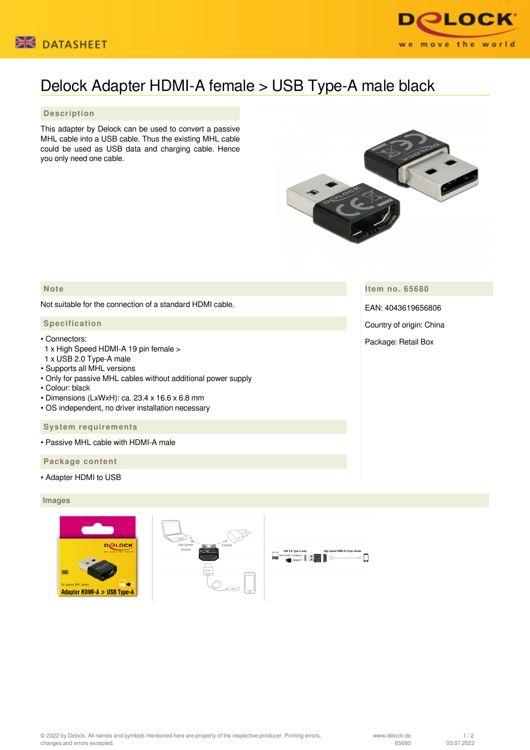DATASHEET

# Delock Adapter HDMI-A female > USB Type-A male black

## Description

This adapter by Delock can be used to convert a passive MHL cable into a USB cable. Thus the existing MHL cable could be used as USB data and charging cable. Hence you only need one cable.

## Note

Not suitable for the connection of a standard HDMI cable.

## Specification

- Connectors:
  1 x High Speed HDMI-A 19 pin female >
  1 x USB 2.0 Type-A male
- Supports all MHL versions
- Only for passive MHL cables without additional power supply
- Colour: black
- Dimensions (LxWxH): ca. 23.4 x 16.6 x 6.8 mm
- OS independent, no driver installation necessary

## System requirements

- Passive MHL cable with HDMI-A male

## Package content

- Adapter HDMI to USB

## Item no. 65680

EAN: 4043619656806

Country of origin: China

Package: Retail Box

## Images

© 2022 by Delock. All names and symbols mentioned here are property of the respective producer. Printing errors, changes and errors excepted.

www.delock.de 65680 03.07.2022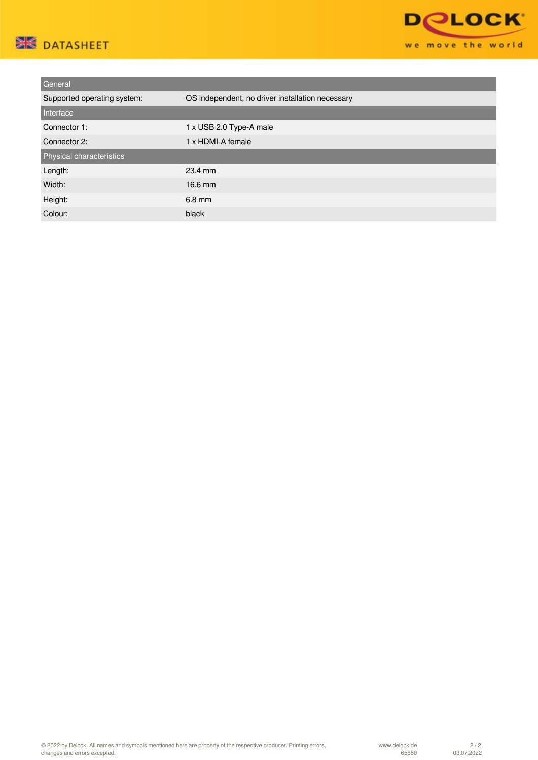| | |
|---|---|
| **General** | |
| Supported operating system: | OS independent, no driver installation necessary |
| **Interface** | |
| Connector 1: | 1 x USB 2.0 Type-A male |
| Connector 2: | 1 x HDMI-A female |
| **Physical characteristics** | |
| Length: | 23.4 mm |
| Width: | 16.6 mm |
| Height: | 6.8 mm |
| Colour: | black |

© 2022 by Delock. All names and symbols mentioned here are property of the respective producer. Printing errors, changes and errors excepted.

www.delock.de
65680
03.07.2022